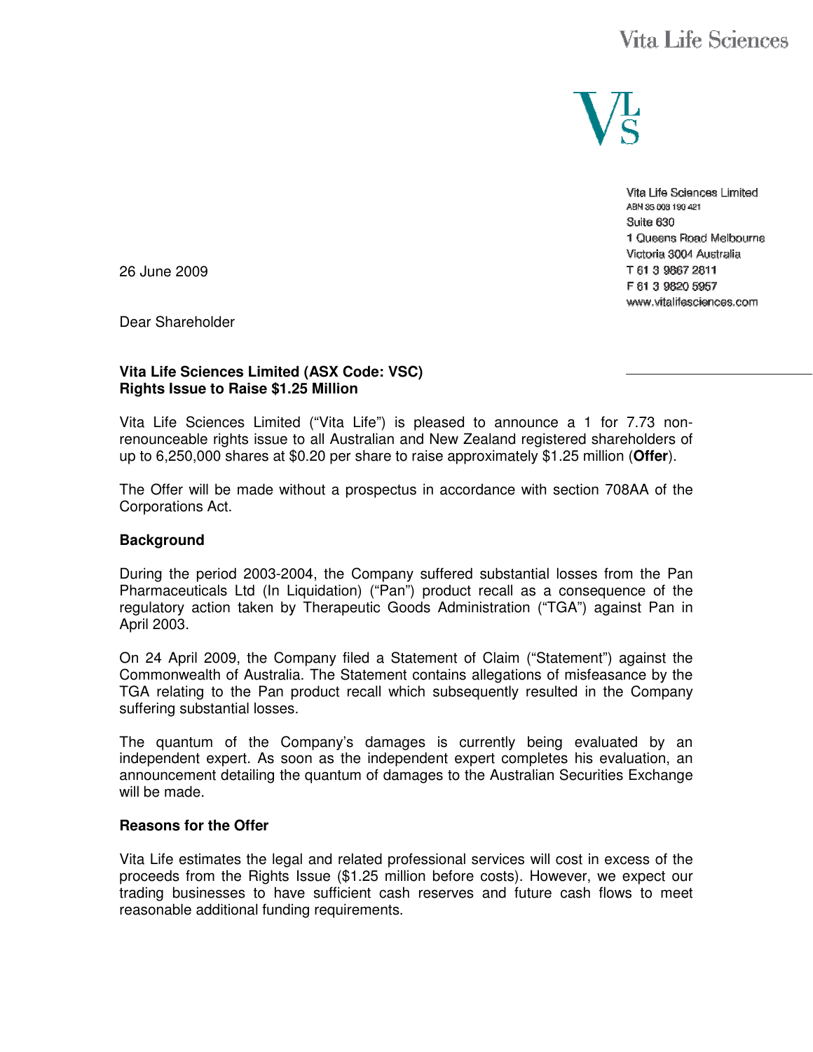Vita Life Sciences

Vita Life Sciences Limited
ABN 35 003 190 421
Suite 630
1 Queens Road Melbourne
Victoria 3004 Australia
T 61 3 9867 2811
F 61 3 9820 5957
www.vitalifesciences.com

26 June 2009

Dear Shareholder

**Vita Life Sciences Limited (ASX Code: VSC)**
**Rights Issue to Raise $1.25 Million**

Vita Life Sciences Limited ("Vita Life") is pleased to announce a 1 for 7.73 non-renounceable rights issue to all Australian and New Zealand registered shareholders of up to 6,250,000 shares at $0.20 per share to raise approximately $1.25 million (**Offer**).

The Offer will be made without a prospectus in accordance with section 708AA of the Corporations Act.

**Background**

During the period 2003-2004, the Company suffered substantial losses from the Pan Pharmaceuticals Ltd (In Liquidation) ("Pan") product recall as a consequence of the regulatory action taken by Therapeutic Goods Administration ("TGA") against Pan in April 2003.

On 24 April 2009, the Company filed a Statement of Claim ("Statement") against the Commonwealth of Australia. The Statement contains allegations of misfeasance by the TGA relating to the Pan product recall which subsequently resulted in the Company suffering substantial losses.

The quantum of the Company's damages is currently being evaluated by an independent expert. As soon as the independent expert completes his evaluation, an announcement detailing the quantum of damages to the Australian Securities Exchange will be made.

**Reasons for the Offer**

Vita Life estimates the legal and related professional services will cost in excess of the proceeds from the Rights Issue ($1.25 million before costs). However, we expect our trading businesses to have sufficient cash reserves and future cash flows to meet reasonable additional funding requirements.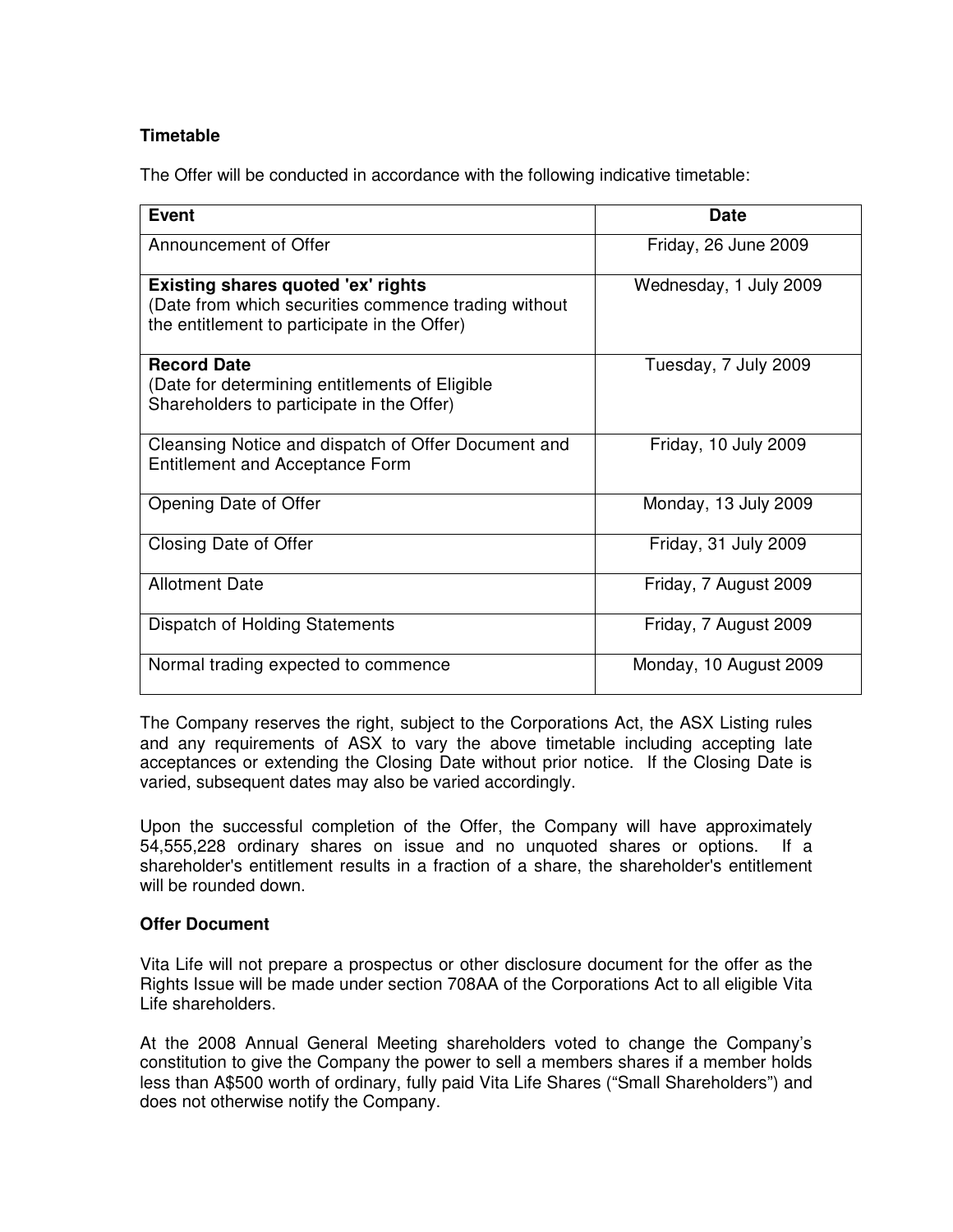### Timetable

The Offer will be conducted in accordance with the following indicative timetable:

| Event | Date |
|---|---|
| Announcement of Offer | Friday, 26 June 2009 |
| **Existing shares quoted 'ex' rights** (Date from which securities commence trading without the entitlement to participate in the Offer) | Wednesday, 1 July 2009 |
| **Record Date** (Date for determining entitlements of Eligible Shareholders to participate in the Offer) | Tuesday, 7 July 2009 |
| Cleansing Notice and dispatch of Offer Document and Entitlement and Acceptance Form | Friday, 10 July 2009 |
| Opening Date of Offer | Monday, 13 July 2009 |
| Closing Date of Offer | Friday, 31 July 2009 |
| Allotment Date | Friday, 7 August 2009 |
| Dispatch of Holding Statements | Friday, 7 August 2009 |
| Normal trading expected to commence | Monday, 10 August 2009 |

The Company reserves the right, subject to the Corporations Act, the ASX Listing rules and any requirements of ASX to vary the above timetable including accepting late acceptances or extending the Closing Date without prior notice. If the Closing Date is varied, subsequent dates may also be varied accordingly.

Upon the successful completion of the Offer, the Company will have approximately 54,555,228 ordinary shares on issue and no unquoted shares or options. If a shareholder's entitlement results in a fraction of a share, the shareholder's entitlement will be rounded down.

### Offer Document

Vita Life will not prepare a prospectus or other disclosure document for the offer as the Rights Issue will be made under section 708AA of the Corporations Act to all eligible Vita Life shareholders.

At the 2008 Annual General Meeting shareholders voted to change the Company's constitution to give the Company the power to sell a members shares if a member holds less than A$500 worth of ordinary, fully paid Vita Life Shares ("Small Shareholders") and does not otherwise notify the Company.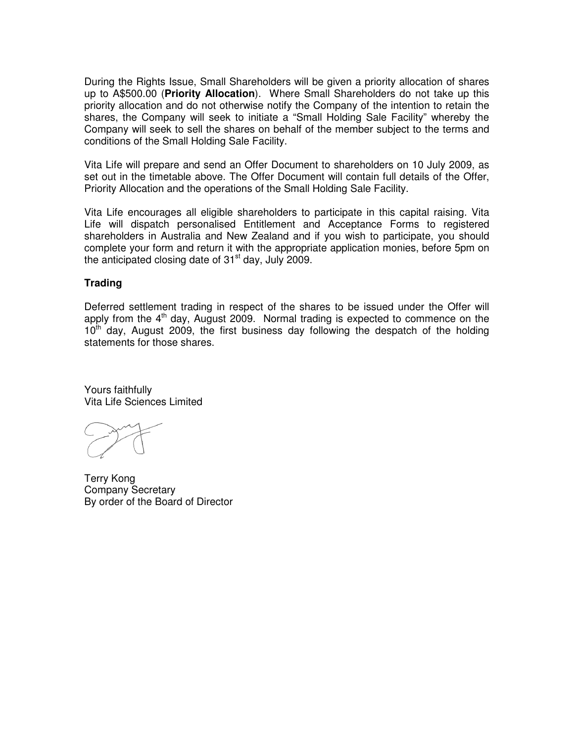During the Rights Issue, Small Shareholders will be given a priority allocation of shares up to A$500.00 (**Priority Allocation**). Where Small Shareholders do not take up this priority allocation and do not otherwise notify the Company of the intention to retain the shares, the Company will seek to initiate a "Small Holding Sale Facility" whereby the Company will seek to sell the shares on behalf of the member subject to the terms and conditions of the Small Holding Sale Facility.

Vita Life will prepare and send an Offer Document to shareholders on 10 July 2009, as set out in the timetable above. The Offer Document will contain full details of the Offer, Priority Allocation and the operations of the Small Holding Sale Facility.

Vita Life encourages all eligible shareholders to participate in this capital raising. Vita Life will dispatch personalised Entitlement and Acceptance Forms to registered shareholders in Australia and New Zealand and if you wish to participate, you should complete your form and return it with the appropriate application monies, before 5pm on the anticipated closing date of 31st day, July 2009.

**Trading**

Deferred settlement trading in respect of the shares to be issued under the Offer will apply from the 4th day, August 2009. Normal trading is expected to commence on the 10th day, August 2009, the first business day following the despatch of the holding statements for those shares.

Yours faithfully
Vita Life Sciences Limited

Terry Kong
Company Secretary
By order of the Board of Director